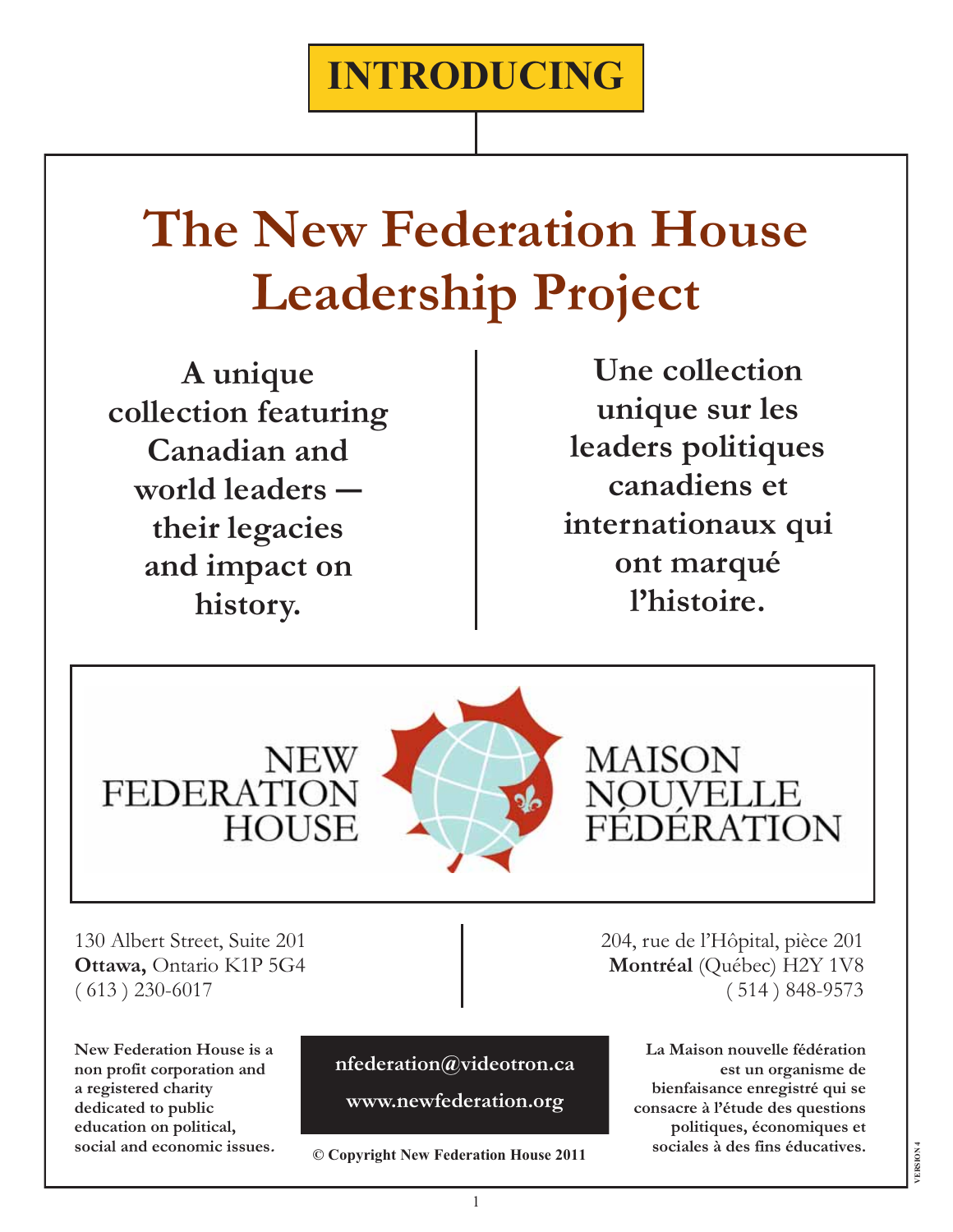**INTRODUCING**

# The New Federation House Leadership Project

**A unique collection featuring Canadian and world leaders — their legacies and impact on history.**

**Une collection unique sur les leaders politiques canadiens et internationaux qui ont marqué l'histoire.**

NEW FEDERATION HOUSE

MAISON NOUVELLE FÉDÉRATION

130 Albert Street, Suite 201
**Ottawa,** Ontario K1P 5G4
( 613 ) 230-6017

204, rue de l'Hôpital, pièce 201
**Montréal** (Québec) H2Y 1V8
( 514 ) 848-9573

**New Federation House is a non profit corporation and a registered charity dedicated to public education on political, social and economic issues.**

**nfederation@videotron.ca**

**www.newfederation.org**

**La Maison nouvelle fédération est un organisme de bienfaisance enregistré qui se consacre à l'étude des questions politiques, économiques et sociales à des fins éducatives.**

**© Copyright New Federation House 2011**

VERSION 4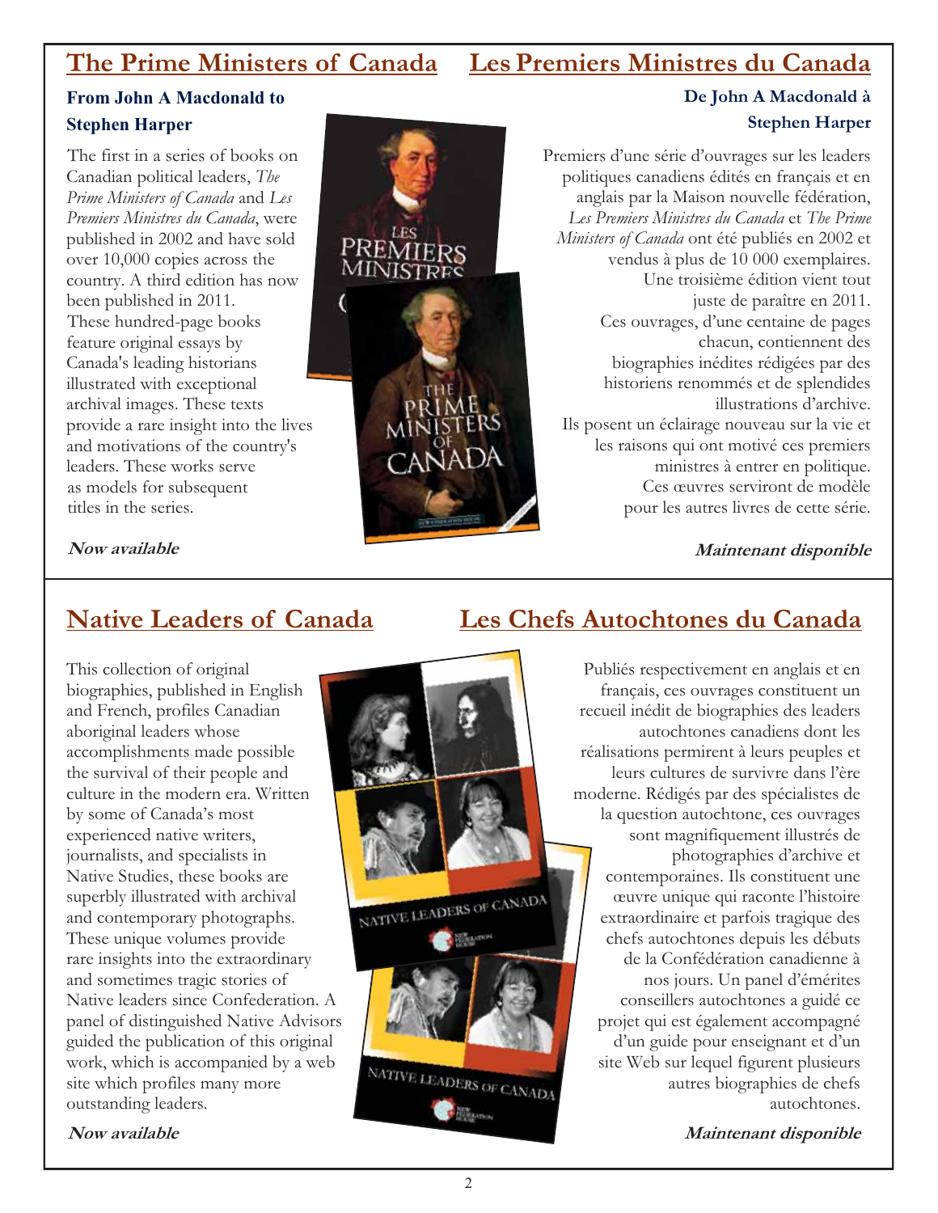## The Prime Ministers of Canada

### From John A Macdonald to Stephen Harper

The first in a series of books on Canadian political leaders, *The Prime Ministers of Canada* and *Les Premiers Ministres du Canada*, were published in 2002 and have sold over 10,000 copies across the country. A third edition has now been published in 2011. These hundred-page books feature original essays by Canada's leading historians illustrated with exceptional archival images. These texts provide a rare insight into the lives and motivations of the country's leaders. These works serve as models for subsequent titles in the series.

***Now available***

## Les Premiers Ministres du Canada

### De John A Macdonald à Stephen Harper

Premiers d'une série d'ouvrages sur les leaders politiques canadiens édités en français et en anglais par la Maison nouvelle fédération, *Les Premiers Ministres du Canada* et *The Prime Ministers of Canada* ont été publiés en 2002 et vendus à plus de 10 000 exemplaires. Une troisième édition vient tout juste de paraître en 2011. Ces ouvrages, d'une centaine de pages chacun, contiennent des biographies inédites rédigées par des historiens renommés et de splendides illustrations d'archive. Ils posent un éclairage nouveau sur la vie et les raisons qui ont motivé ces premiers ministres à entrer en politique. Ces œuvres serviront de modèle pour les autres livres de cette série.

***Maintenant disponible***

## Native Leaders of Canada

This collection of original biographies, published in English and French, profiles Canadian aboriginal leaders whose accomplishments made possible the survival of their people and culture in the modern era. Written by some of Canada's most experienced native writers, journalists, and specialists in Native Studies, these books are superbly illustrated with archival and contemporary photographs. These unique volumes provide rare insights into the extraordinary and sometimes tragic stories of Native leaders since Confederation. A panel of distinguished Native Advisors guided the publication of this original work, which is accompanied by a web site which profiles many more outstanding leaders.

***Now available***

## Les Chefs Autochtones du Canada

Publiés respectivement en anglais et en français, ces ouvrages constituent un recueil inédit de biographies des leaders autochtones canadiens dont les réalisations permirent à leurs peuples et leurs cultures de survivre dans l'ère moderne. Rédigés par des spécialistes de la question autochtone, ces ouvrages sont magnifiquement illustrés de photographies d'archive et contemporaines. Ils constituent une œuvre unique qui raconte l'histoire extraordinaire et parfois tragique des chefs autochtones depuis les débuts de la Confédération canadienne à nos jours. Un panel d'émérites conseillers autochtones a guidé ce projet qui est également accompagné d'un guide pour enseignant et d'un site Web sur lequel figurent plusieurs autres biographies de chefs autochtones.

***Maintenant disponible***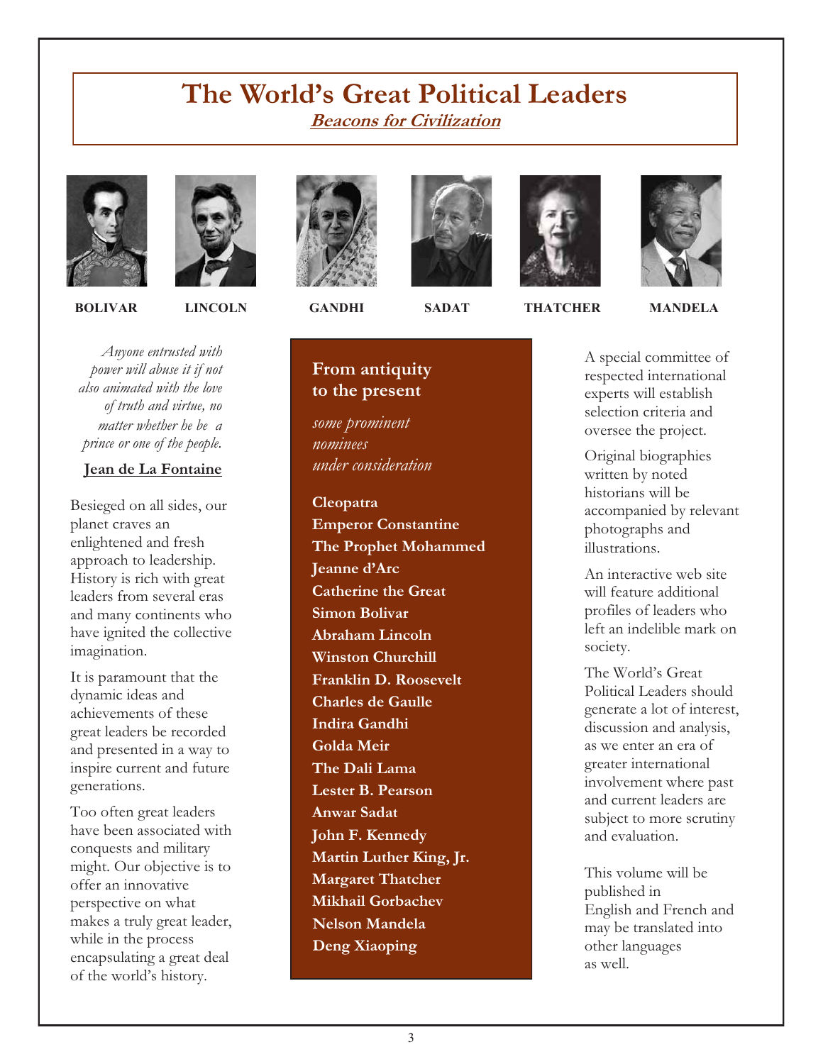# The World's Great Political Leaders

## *Beacons for Civilization*

**BOLIVAR** **LINCOLN** **GANDHI** **SADAT** **THATCHER** **MANDELA**

*Anyone entrusted with power will abuse it if not also animated with the love of truth and virtue, no matter whether he be a prince or one of the people.*

**Jean de La Fontaine**

Besieged on all sides, our planet craves an enlightened and fresh approach to leadership. History is rich with great leaders from several eras and many continents who have ignited the collective imagination.

It is paramount that the dynamic ideas and achievements of these great leaders be recorded and presented in a way to inspire current and future generations.

Too often great leaders have been associated with conquests and military might. Our objective is to offer an innovative perspective on what makes a truly great leader, while in the process encapsulating a great deal of the world's history.

### From antiquity to the present

*some prominent nominees under consideration*

**Cleopatra**
**Emperor Constantine**
**The Prophet Mohammed**
**Jeanne d'Arc**
**Catherine the Great**
**Simon Bolivar**
**Abraham Lincoln**
**Winston Churchill**
**Franklin D. Roosevelt**
**Charles de Gaulle**
**Indira Gandhi**
**Golda Meir**
**The Dali Lama**
**Lester B. Pearson**
**Anwar Sadat**
**John F. Kennedy**
**Martin Luther King, Jr.**
**Margaret Thatcher**
**Mikhail Gorbachev**
**Nelson Mandela**
**Deng Xiaoping**

A special committee of respected international experts will establish selection criteria and oversee the project.

Original biographies written by noted historians will be accompanied by relevant photographs and illustrations.

An interactive web site will feature additional profiles of leaders who left an indelible mark on society.

The World's Great Political Leaders should generate a lot of interest, discussion and analysis, as we enter an era of greater international involvement where past and current leaders are subject to more scrutiny and evaluation.

This volume will be published in English and French and may be translated into other languages as well.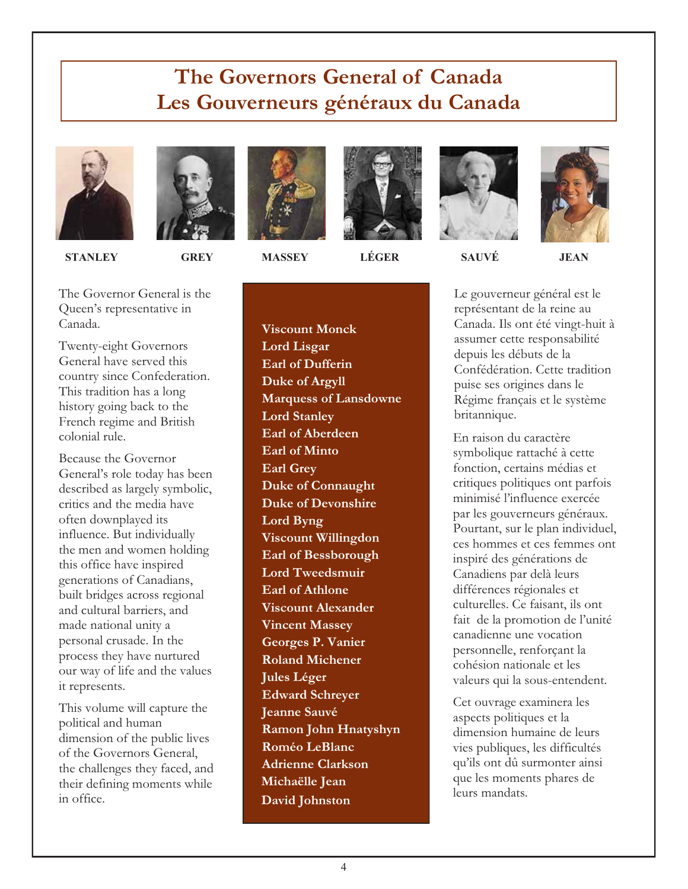# The Governors General of Canada
# Les Gouverneurs généraux du Canada

**STANLEY** **GREY** **MASSEY** **LÉGER** **SAUVÉ** **JEAN**

The Governor General is the Queen's representative in Canada.

Twenty-eight Governors General have served this country since Confederation. This tradition has a long history going back to the French regime and British colonial rule.

Because the Governor General's role today has been described as largely symbolic, critics and the media have often downplayed its influence. But individually the men and women holding this office have inspired generations of Canadians, built bridges across regional and cultural barriers, and made national unity a personal crusade. In the process they have nurtured our way of life and the values it represents.

This volume will capture the political and human dimension of the public lives of the Governors General, the challenges they faced, and their defining moments while in office.

**Viscount Monck**
**Lord Lisgar**
**Earl of Dufferin**
**Duke of Argyll**
**Marquess of Lansdowne**
**Lord Stanley**
**Earl of Aberdeen**
**Earl of Minto**
**Earl Grey**
**Duke of Connaught**
**Duke of Devonshire**
**Lord Byng**
**Viscount Willingdon**
**Earl of Bessborough**
**Lord Tweedsmuir**
**Earl of Athlone**
**Viscount Alexander**
**Vincent Massey**
**Georges P. Vanier**
**Roland Michener**
**Jules Léger**
**Edward Schreyer**
**Jeanne Sauvé**
**Ramon John Hnatyshyn**
**Roméo LeBlanc**
**Adrienne Clarkson**
**Michaëlle Jean**
**David Johnston**

Le gouverneur général est le représentant de la reine au Canada. Ils ont été vingt-huit à assumer cette responsabilité depuis les débuts de la Confédération. Cette tradition puise ses origines dans le Régime français et le système britannique.

En raison du caractère symbolique rattaché à cette fonction, certains médias et critiques politiques ont parfois minimisé l'influence exercée par les gouverneurs généraux. Pourtant, sur le plan individuel, ces hommes et ces femmes ont inspiré des générations de Canadiens par delà leurs différences régionales et culturelles. Ce faisant, ils ont fait de la promotion de l'unité canadienne une vocation personnelle, renforçant la cohésion nationale et les valeurs qui la sous-entendent.

Cet ouvrage examinera les aspects politiques et la dimension humaine de leurs vies publiques, les difficultés qu'ils ont dû surmonter ainsi que les moments phares de leurs mandats.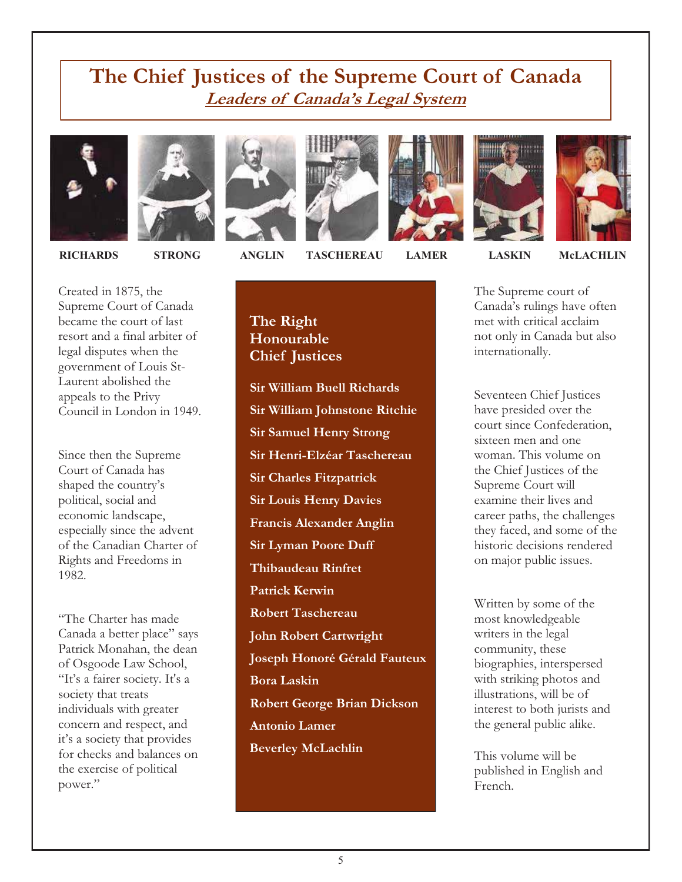# The Chief Justices of the Supreme Court of Canada

## *Leaders of Canada's Legal System*

**RICHARDS** **STRONG** **ANGLIN** **TASCHEREAU** **LAMER** **LASKIN** **McLACHLIN**

Created in 1875, the Supreme Court of Canada became the court of last resort and a final arbiter of legal disputes when the government of Louis St-Laurent abolished the appeals to the Privy Council in London in 1949.

Since then the Supreme Court of Canada has shaped the country's political, social and economic landscape, especially since the advent of the Canadian Charter of Rights and Freedoms in 1982.

"The Charter has made Canada a better place" says Patrick Monahan, the dean of Osgoode Law School, "It's a fairer society. It's a society that treats individuals with greater concern and respect, and it's a society that provides for checks and balances on the exercise of political power."

### The Right Honourable Chief Justices

**Sir William Buell Richards**
**Sir William Johnstone Ritchie**
**Sir Samuel Henry Strong**
**Sir Henri-Elzéar Taschereau**
**Sir Charles Fitzpatrick**
**Sir Louis Henry Davies**
**Francis Alexander Anglin**
**Sir Lyman Poore Duff**
**Thibaudeau Rinfret**
**Patrick Kerwin**
**Robert Taschereau**
**John Robert Cartwright**
**Joseph Honoré Gérald Fauteux**
**Bora Laskin**
**Robert George Brian Dickson**
**Antonio Lamer**
**Beverley McLachlin**

The Supreme court of Canada's rulings have often met with critical acclaim not only in Canada but also internationally.

Seventeen Chief Justices have presided over the court since Confederation, sixteen men and one woman. This volume on the Chief Justices of the Supreme Court will examine their lives and career paths, the challenges they faced, and some of the historic decisions rendered on major public issues.

Written by some of the most knowledgeable writers in the legal community, these biographies, interspersed with striking photos and illustrations, will be of interest to both jurists and the general public alike.

This volume will be published in English and French.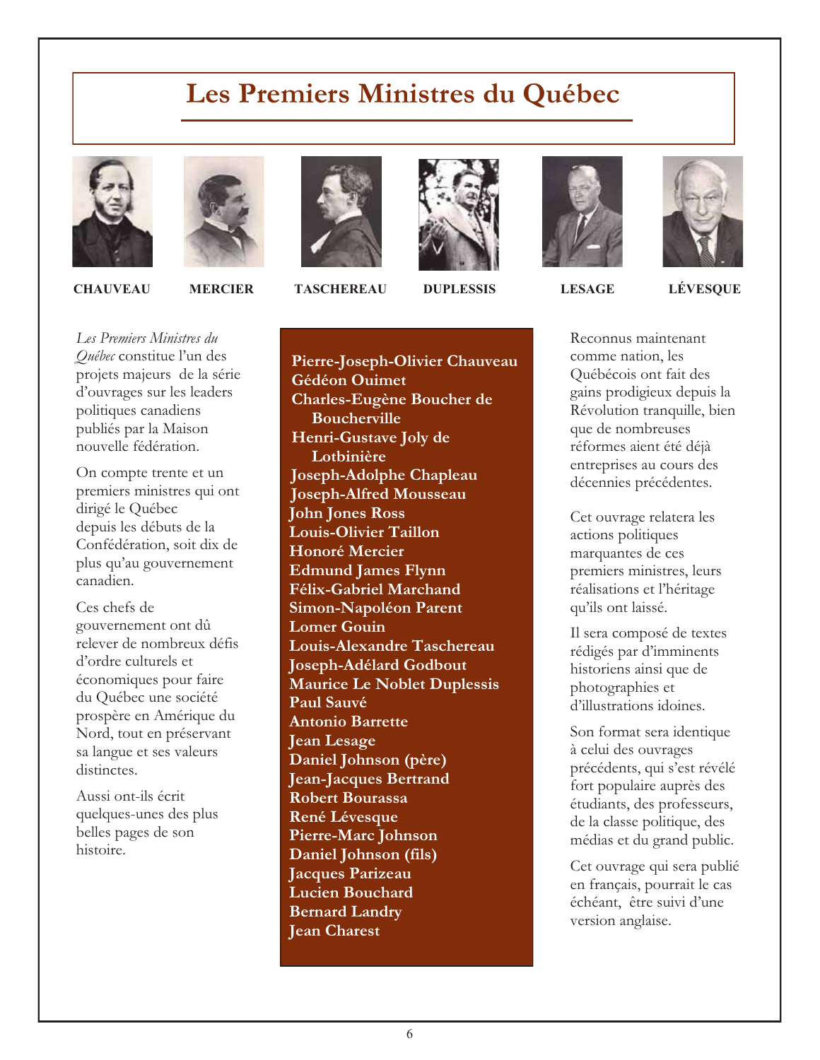# Les Premiers Ministres du Québec

CHAUVEAU | MERCIER | TASCHEREAU | DUPLESSIS | LESAGE | LÉVESQUE

*Les Premiers Ministres du Québec* constitue l'un des projets majeurs de la série d'ouvrages sur les leaders politiques canadiens publiés par la Maison nouvelle fédération.

On compte trente et un premiers ministres qui ont dirigé le Québec depuis les débuts de la Confédération, soit dix de plus qu'au gouvernement canadien.

Ces chefs de gouvernement ont dû relever de nombreux défis d'ordre culturels et économiques pour faire du Québec une société prospère en Amérique du Nord, tout en préservant sa langue et ses valeurs distinctes.

Aussi ont-ils écrit quelques-unes des plus belles pages de son histoire.

**Pierre-Joseph-Olivier Chauveau**
**Gédéon Ouimet**
**Charles-Eugène Boucher de Boucherville**
**Henri-Gustave Joly de Lotbinière**
**Joseph-Adolphe Chapleau**
**Joseph-Alfred Mousseau**
**John Jones Ross**
**Louis-Olivier Taillon**
**Honoré Mercier**
**Edmund James Flynn**
**Félix-Gabriel Marchand**
**Simon-Napoléon Parent**
**Lomer Gouin**
**Louis-Alexandre Taschereau**
**Joseph-Adélard Godbout**
**Maurice Le Noblet Duplessis**
**Paul Sauvé**
**Antonio Barrette**
**Jean Lesage**
**Daniel Johnson (père)**
**Jean-Jacques Bertrand**
**Robert Bourassa**
**René Lévesque**
**Pierre-Marc Johnson**
**Daniel Johnson (fils)**
**Jacques Parizeau**
**Lucien Bouchard**
**Bernard Landry**
**Jean Charest**

Reconnus maintenant comme nation, les Québécois ont fait des gains prodigieux depuis la Révolution tranquille, bien que de nombreuses réformes aient été déjà entreprises au cours des décennies précédentes.

Cet ouvrage relatera les actions politiques marquantes de ces premiers ministres, leurs réalisations et l'héritage qu'ils ont laissé.

Il sera composé de textes rédigés par d'imminents historiens ainsi que de photographies et d'illustrations idoines.

Son format sera identique à celui des ouvrages précédents, qui s'est révélé fort populaire auprès des étudiants, des professeurs, de la classe politique, des médias et du grand public.

Cet ouvrage qui sera publié en français, pourrait le cas échéant, être suivi d'une version anglaise.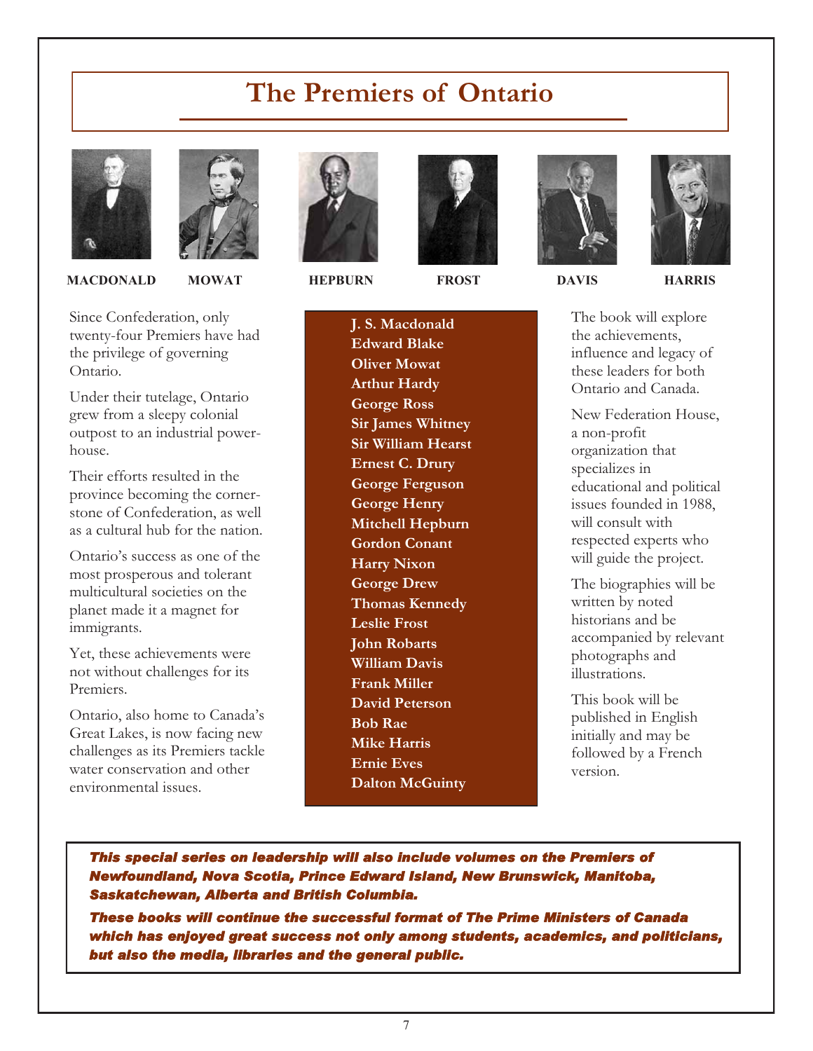# The Premiers of Ontario

**MACDONALD** **MOWAT** **HEPBURN** **FROST** **DAVIS** **HARRIS**

Since Confederation, only twenty-four Premiers have had the privilege of governing Ontario.

Under their tutelage, Ontario grew from a sleepy colonial outpost to an industrial powerhouse.

Their efforts resulted in the province becoming the cornerstone of Confederation, as well as a cultural hub for the nation.

Ontario's success as one of the most prosperous and tolerant multicultural societies on the planet made it a magnet for immigrants.

Yet, these achievements were not without challenges for its Premiers.

Ontario, also home to Canada's Great Lakes, is now facing new challenges as its Premiers tackle water conservation and other environmental issues.

**J. S. Macdonald**
**Edward Blake**
**Oliver Mowat**
**Arthur Hardy**
**George Ross**
**Sir James Whitney**
**Sir William Hearst**
**Ernest C. Drury**
**George Ferguson**
**George Henry**
**Mitchell Hepburn**
**Gordon Conant**
**Harry Nixon**
**George Drew**
**Thomas Kennedy**
**Leslie Frost**
**John Robarts**
**William Davis**
**Frank Miller**
**David Peterson**
**Bob Rae**
**Mike Harris**
**Ernie Eves**
**Dalton McGuinty**

The book will explore the achievements, influence and legacy of these leaders for both Ontario and Canada.

New Federation House, a non-profit organization that specializes in educational and political issues founded in 1988, will consult with respected experts who will guide the project.

The biographies will be written by noted historians and be accompanied by relevant photographs and illustrations.

This book will be published in English initially and may be followed by a French version.

***This special series on leadership will also include volumes on the Premiers of Newfoundland, Nova Scotia, Prince Edward Island, New Brunswick, Manitoba, Saskatchewan, Alberta and British Columbia.***

***These books will continue the successful format of The Prime Ministers of Canada which has enjoyed great success not only among students, academics, and politicians, but also the media, libraries and the general public.***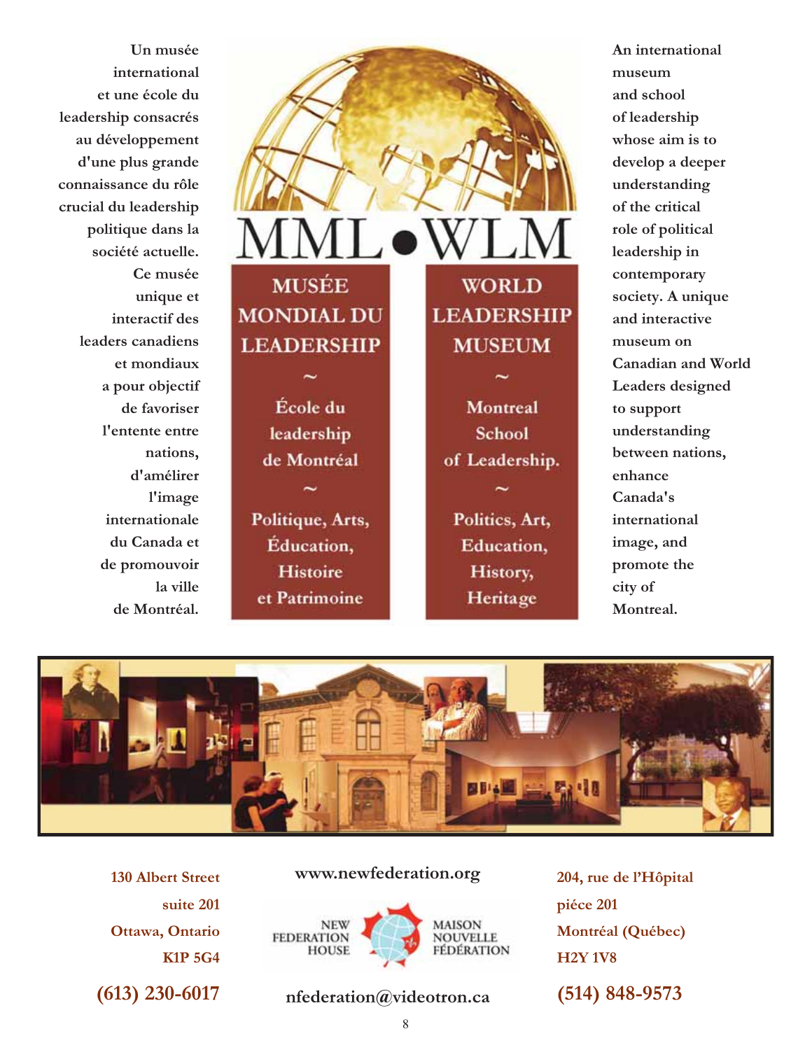Un musée international et une école du leadership consacrés au développement d'une plus grande connaissance du rôle crucial du leadership politique dans la société actuelle. Ce musée unique et interactif des leaders canadiens et mondiaux a pour objectif de favoriser l'entente entre nations, d'améliorer l'image internationale du Canada et de promouvoir la ville de Montréal.

# MML • WLM

## MUSÉE MONDIAL DU LEADERSHIP

~

École du leadership de Montréal

~

Politique, Arts, Éducation, Histoire et Patrimoine

## WORLD LEADERSHIP MUSEUM

~

Montreal School of Leadership.

~

Politics, Art, Education, History, Heritage

An international museum and school of leadership whose aim is to develop a deeper understanding of the critical role of political leadership in contemporary society. A unique and interactive museum on Canadian and World Leaders designed to support understanding between nations, enhance Canada's international image, and promote the city of Montreal.

130 Albert Street
suite 201
Ottawa, Ontario
K1P 5G4

**(613) 230-6017**

www.newfederation.org

NEW FEDERATION HOUSE — MAISON NOUVELLE FÉDÉRATION

nfederation@videotron.ca

204, rue de l'Hôpital
piéce 201
Montréal (Québec)
H2Y 1V8

**(514) 848-9573**